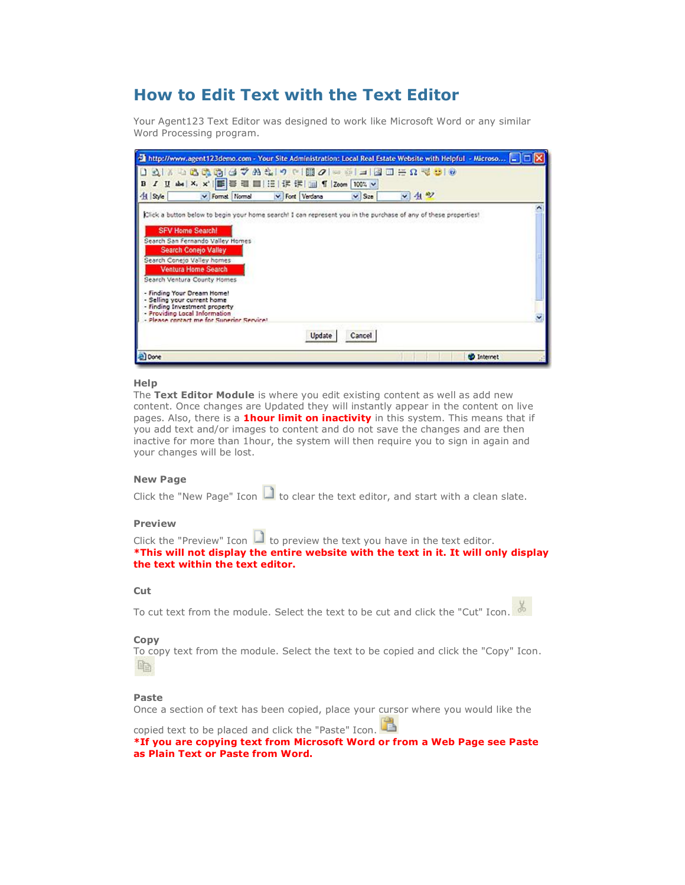# How to Edit Text with the Text Editor

Your Agent123 Text Editor was designed to work like Microsoft Word or any similar Word Processing program.

### Help

The **Text Editor Module** is where you edit existing content as well as add new content. Once changes are Updated they will instantly appear in the content on live pages. Also, there is a **1hour limit on inactivity** in this system. This means that if you add text and/or images to content and do not save the changes and are then inactive for more than 1hour, the system will then require you to sign in again and your changes will be lost.

### New Page

Click the "New Page" Icon to clear the text editor, and start with a clean slate.

### Preview

Click the "Preview" Icon to preview the text you have in the text editor.

***This will not display the entire website with the text in it. It will only display the text within the text editor.**

### Cut

To cut text from the module. Select the text to be cut and click the "Cut" Icon.

### Copy

To copy text from the module. Select the text to be copied and click the "Copy" Icon.

### Paste

Once a section of text has been copied, place your cursor where you would like the copied text to be placed and click the "Paste" Icon.

***If you are copying text from Microsoft Word or from a Web Page see Paste as Plain Text or Paste from Word.**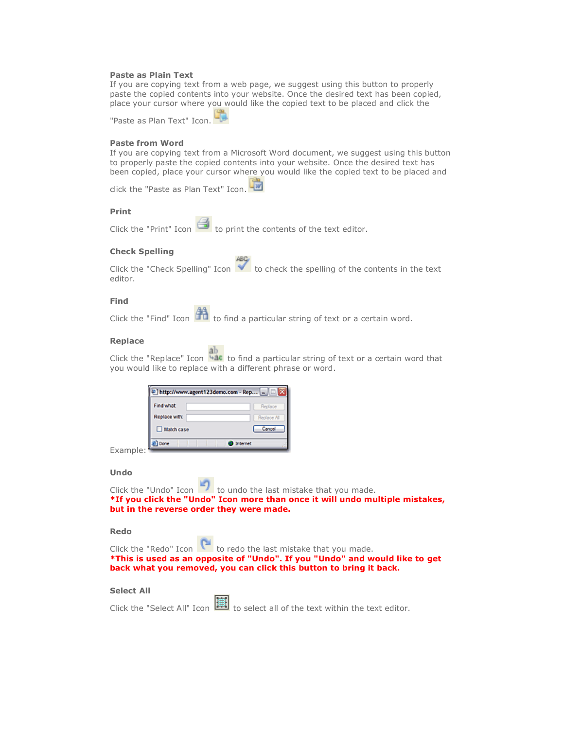**Paste as Plain Text**

If you are copying text from a web page, we suggest using this button to properly paste the copied contents into your website. Once the desired text has been copied, place your cursor where you would like the copied text to be placed and click the "Paste as Plan Text" Icon.

**Paste from Word**

If you are copying text from a Microsoft Word document, we suggest using this button to properly paste the copied contents into your website. Once the desired text has been copied, place your cursor where you would like the copied text to be placed and click the "Paste as Plan Text" Icon.

**Print**

Click the "Print" Icon to print the contents of the text editor.

**Check Spelling**

Click the "Check Spelling" Icon to check the spelling of the contents in the text editor.

**Find**

Click the "Find" Icon to find a particular string of text or a certain word.

**Replace**

Click the "Replace" Icon to find a particular string of text or a certain word that you would like to replace with a different phrase or word.

Example:

**Undo**

Click the "Undo" Icon to undo the last mistake that you made.
***If you click the "Undo" Icon more than once it will undo multiple mistakes, but in the reverse order they were made.***

**Redo**

Click the "Redo" Icon to redo the last mistake that you made.
***This is used as an opposite of "Undo". If you "Undo" and would like to get back what you removed, you can click this button to bring it back.***

**Select All**

Click the "Select All" Icon to select all of the text within the text editor.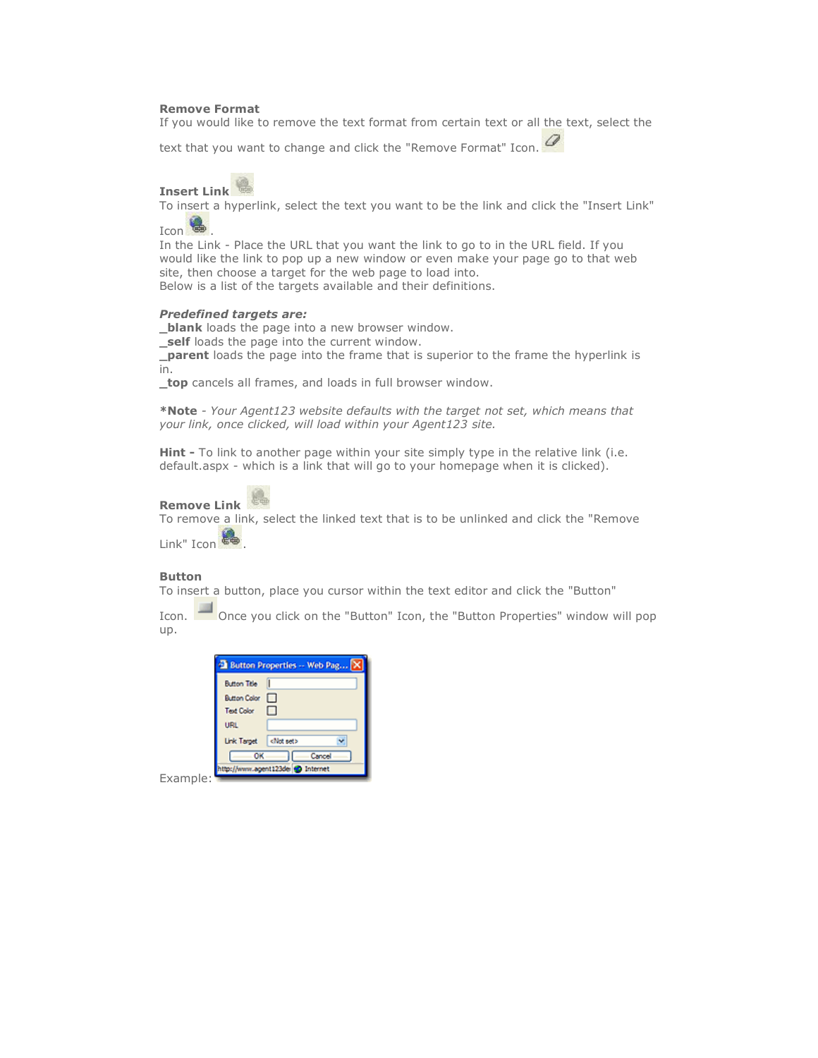**Remove Format**

If you would like to remove the text format from certain text or all the text, select the text that you want to change and click the "Remove Format" Icon.

**Insert Link**

To insert a hyperlink, select the text you want to be the link and click the "Insert Link" Icon .

In the Link - Place the URL that you want the link to go to in the URL field. If you would like the link to pop up a new window or even make your page go to that web site, then choose a target for the web page to load into.

Below is a list of the targets available and their definitions.

***Predefined targets are:***

**_blank** loads the page into a new browser window.

**_self** loads the page into the current window.

**_parent** loads the page into the frame that is superior to the frame the hyperlink is in.

**_top** cancels all frames, and loads in full browser window.

***Note** - *Your Agent123 website defaults with the target not set, which means that your link, once clicked, will load within your Agent123 site.*

**Hint -** To link to another page within your site simply type in the relative link (i.e. default.aspx - which is a link that will go to your homepage when it is clicked).

**Remove Link**

To remove a link, select the linked text that is to be unlinked and click the "Remove Link" Icon .

**Button**

To insert a button, place you cursor within the text editor and click the "Button" Icon. Once you click on the "Button" Icon, the "Button Properties" window will pop up.

Example: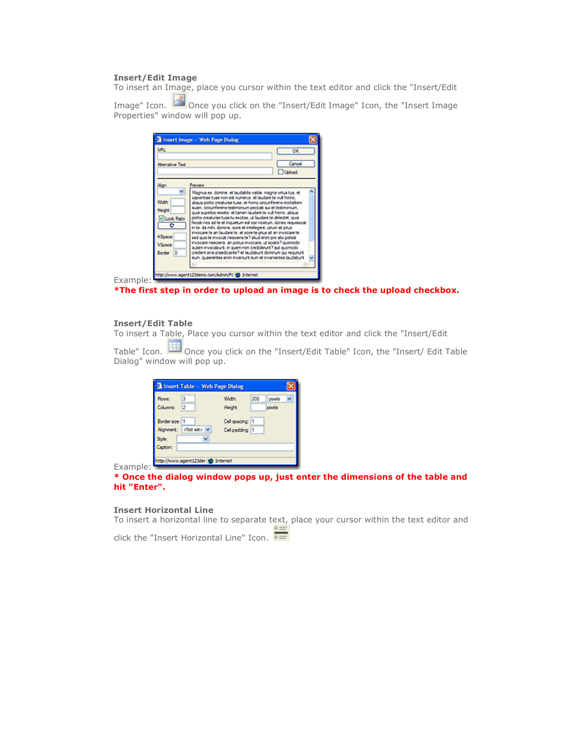**Insert/Edit Image**

To insert an Image, place you cursor within the text editor and click the "Insert/Edit Image" Icon. Once you click on the "Insert/Edit Image" Icon, the "Insert Image Properties" window will pop up.

Example:

**\*The first step in order to upload an image is to check the upload checkbox.**

**Insert/Edit Table**

To insert a Table, Place you cursor within the text editor and click the "Insert/Edit Table" Icon. Once you click on the "Insert/Edit Table" Icon, the "Insert/ Edit Table Dialog" window will pop up.

Example:

**\* Once the dialog window pops up, just enter the dimensions of the table and hit "Enter".**

**Insert Horizontal Line**

To insert a horizontal line to separate text, place your cursor within the text editor and click the "Insert Horizontal Line" Icon.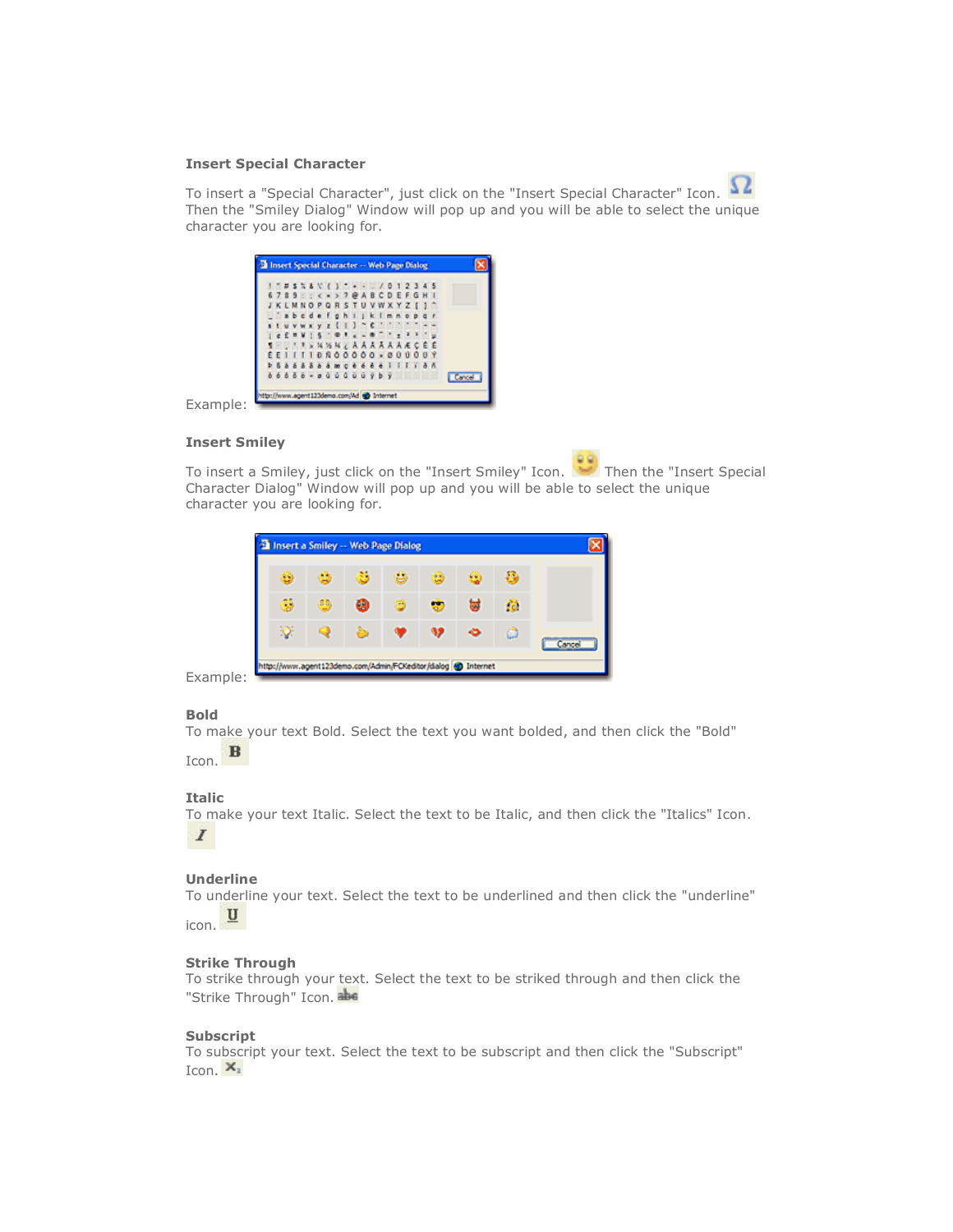### Insert Special Character

To insert a "Special Character", just click on the "Insert Special Character" Icon. Then the "Smiley Dialog" Window will pop up and you will be able to select the unique character you are looking for.

Example:

### Insert Smiley

To insert a Smiley, just click on the "Insert Smiley" Icon. Then the "Insert Special Character Dialog" Window will pop up and you will be able to select the unique character you are looking for.

Example:

### Bold

To make your text Bold. Select the text you want bolded, and then click the "Bold" Icon.

### Italic

To make your text Italic. Select the text to be Italic, and then click the "Italics" Icon.

### Underline

To underline your text. Select the text to be underlined and then click the "underline" icon.

### Strike Through

To strike through your text. Select the text to be striked through and then click the "Strike Through" Icon.

### Subscript

To subscript your text. Select the text to be subscript and then click the "Subscript" Icon.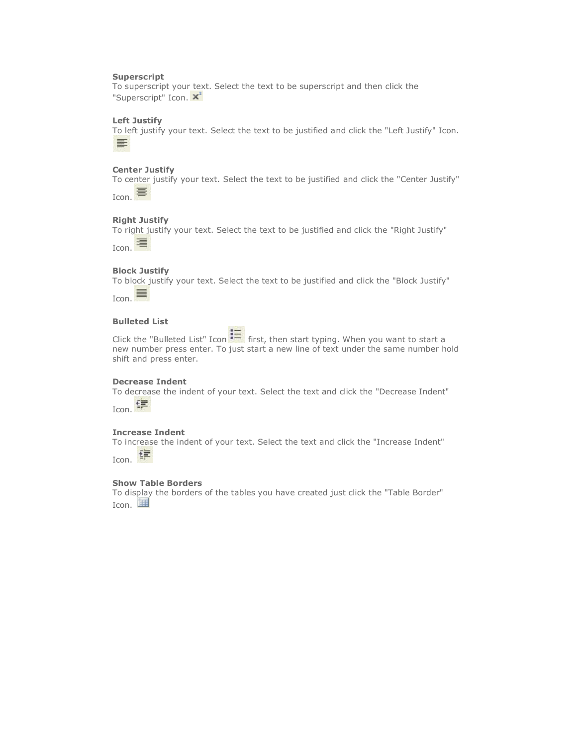**Superscript**
To superscript your text. Select the text to be superscript and then click the "Superscript" Icon.

**Left Justify**
To left justify your text. Select the text to be justified and click the "Left Justify" Icon.

**Center Justify**
To center justify your text. Select the text to be justified and click the "Center Justify" Icon.

**Right Justify**
To right justify your text. Select the text to be justified and click the "Right Justify" Icon.

**Block Justify**
To block justify your text. Select the text to be justified and click the "Block Justify" Icon.

**Bulleted List**

Click the "Bulleted List" Icon first, then start typing. When you want to start a new number press enter. To just start a new line of text under the same number hold shift and press enter.

**Decrease Indent**
To decrease the indent of your text. Select the text and click the "Decrease Indent" Icon.

**Increase Indent**
To increase the indent of your text. Select the text and click the "Increase Indent" Icon.

**Show Table Borders**
To display the borders of the tables you have created just click the "Table Border" Icon.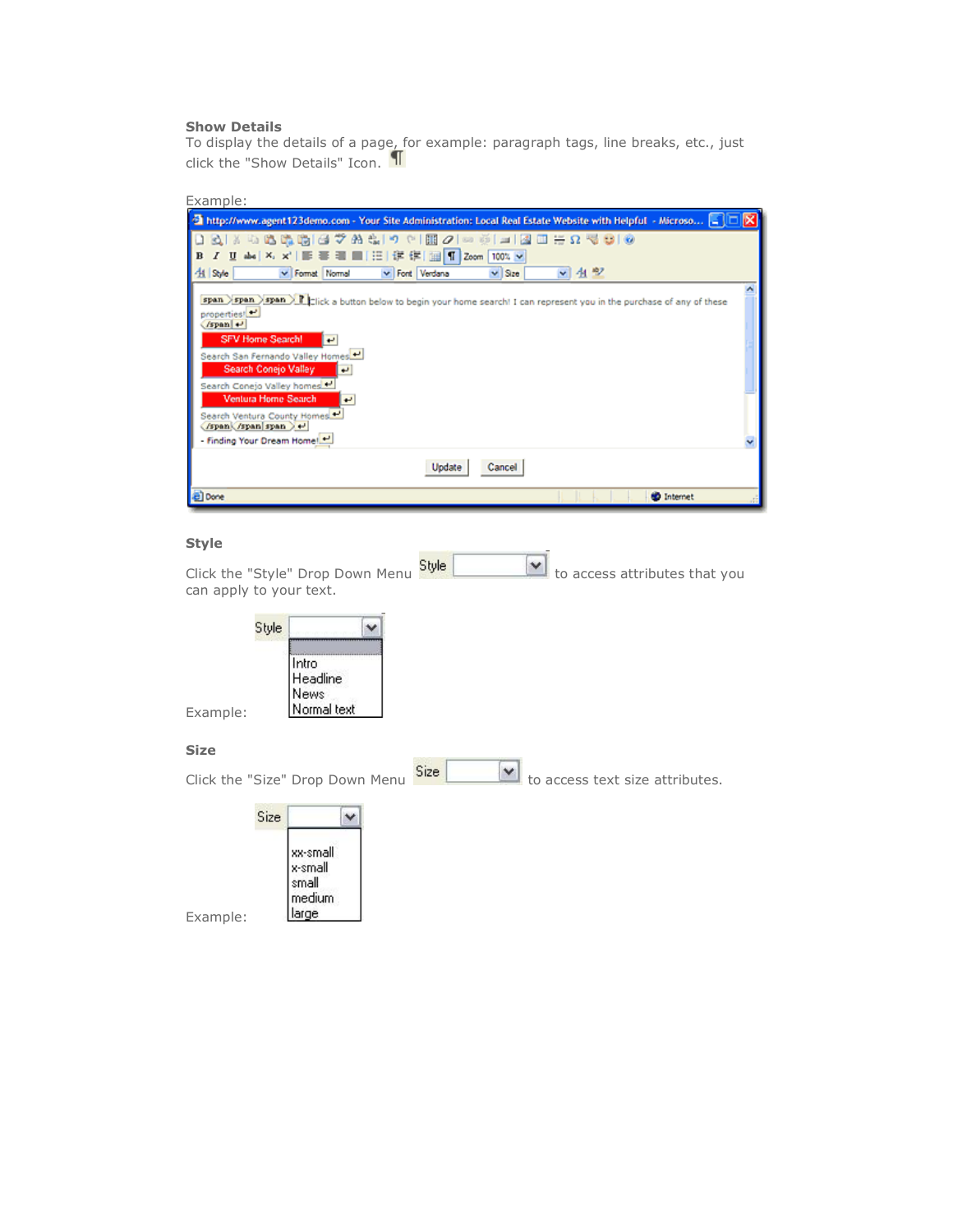**Show Details**

To display the details of a page, for example: paragraph tags, line breaks, etc., just click the "Show Details" Icon.

Example:

**Style**

Click the "Style" Drop Down Menu to access attributes that you can apply to your text.

Example:

**Size**

Click the "Size" Drop Down Menu to access text size attributes.

Example: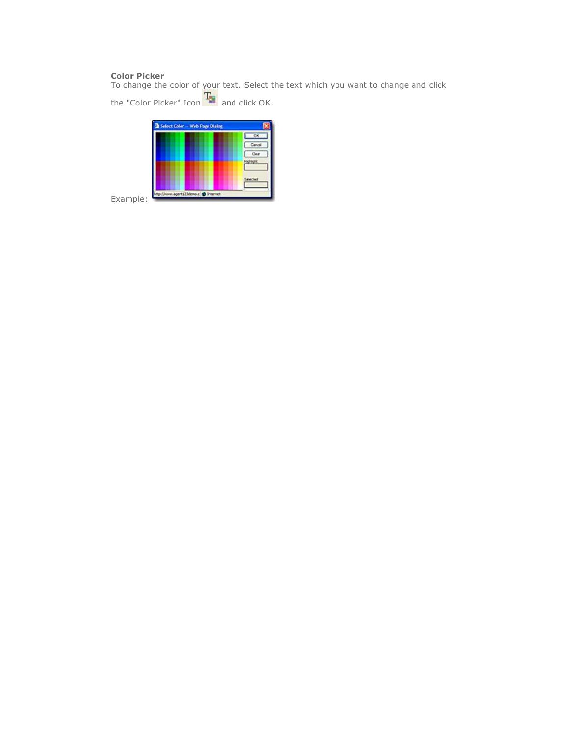**Color Picker**
To change the color of your text. Select the text which you want to change and click the "Color Picker" Icon and click OK.

Example: